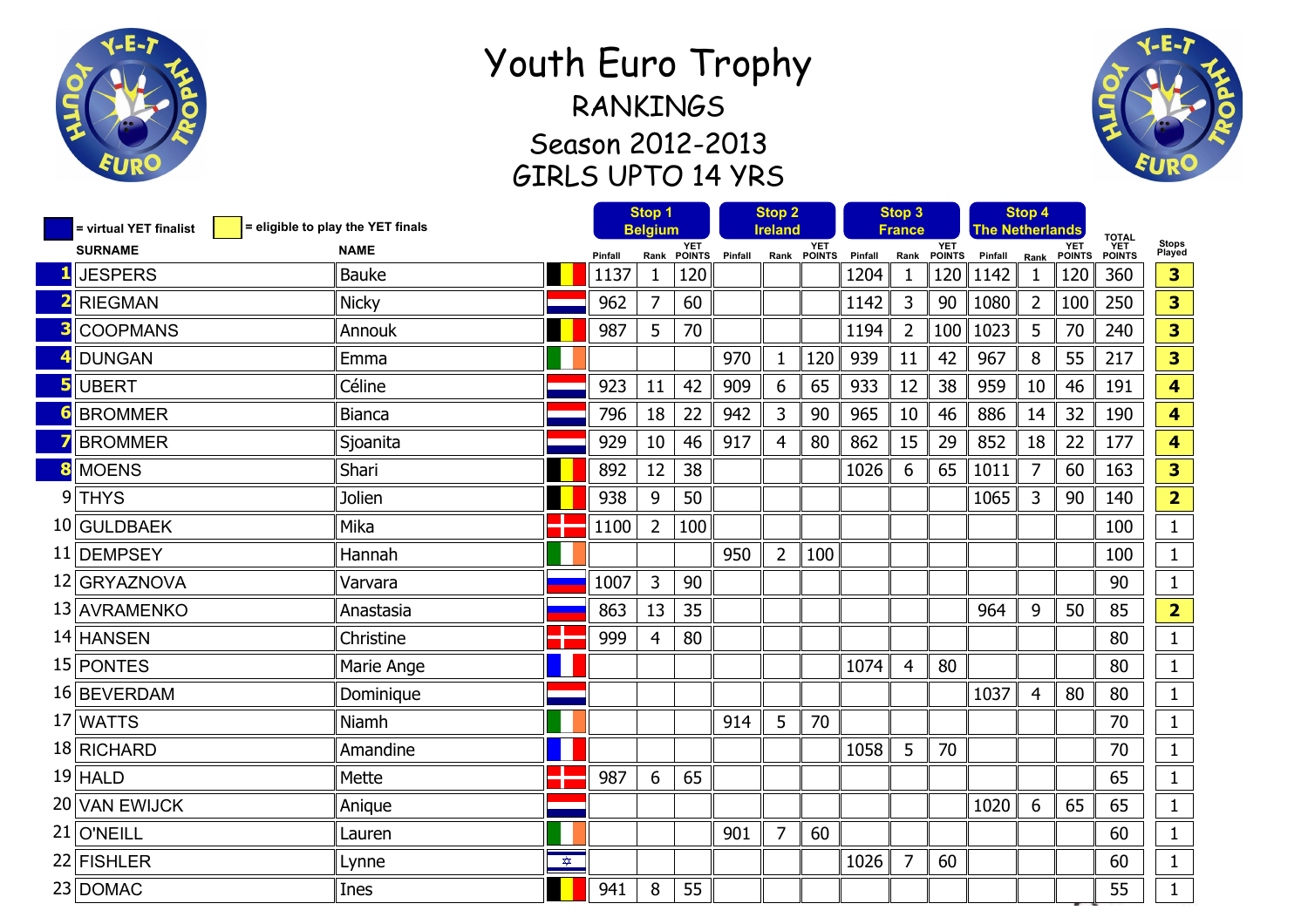# Youth Euro Trophy

## RANKINGS

## Season 2012-2013

## GIRLS UPTO 14 YRS

■ = virtual YET finalist ■ = eligible to play the YET finals

| | SURNAME | NAME | Stop 1 Belgium Pinfall | Rank | YET POINTS | Stop 2 Ireland Pinfall | Rank | YET POINTS | Stop 3 France Pinfall | Rank | YET POINTS | Stop 4 The Netherlands Pinfall | Rank | YET POINTS | TOTAL YET POINTS | Stops Played |
|---|---|---|---|---|---|---|---|---|---|---|---|---|---|---|---|---|
| 1 | JESPERS | Bauke | 1137 | 1 | 120 | | | | 1204 | 1 | 120 | 1142 | 1 | 120 | 360 | 3 |
| 2 | RIEGMAN | Nicky | 962 | 7 | 60 | | | | 1142 | 3 | 90 | 1080 | 2 | 100 | 250 | 3 |
| 3 | COOPMANS | Annouk | 987 | 5 | 70 | | | | 1194 | 2 | 100 | 1023 | 5 | 70 | 240 | 3 |
| 4 | DUNGAN | Emma | | | | 970 | 1 | 120 | 939 | 11 | 42 | 967 | 8 | 55 | 217 | 3 |
| 5 | UBERT | Céline | 923 | 11 | 42 | 909 | 6 | 65 | 933 | 12 | 38 | 959 | 10 | 46 | 191 | 4 |
| 6 | BROMMER | Bianca | 796 | 18 | 22 | 942 | 3 | 90 | 965 | 10 | 46 | 886 | 14 | 32 | 190 | 4 |
| 7 | BROMMER | Sjoanita | 929 | 10 | 46 | 917 | 4 | 80 | 862 | 15 | 29 | 852 | 18 | 22 | 177 | 4 |
| 8 | MOENS | Shari | 892 | 12 | 38 | | | | 1026 | 6 | 65 | 1011 | 7 | 60 | 163 | 3 |
| 9 | THYS | Jolien | 938 | 9 | 50 | | | | | | | 1065 | 3 | 90 | 140 | 2 |
| 10 | GULDBAEK | Mika | 1100 | 2 | 100 | | | | | | | | | | 100 | 1 |
| 11 | DEMPSEY | Hannah | | | | 950 | 2 | 100 | | | | | | | 100 | 1 |
| 12 | GRYAZNOVA | Varvara | 1007 | 3 | 90 | | | | | | | | | | 90 | 1 |
| 13 | AVRAMENKO | Anastasia | 863 | 13 | 35 | | | | | | | 964 | 9 | 50 | 85 | 2 |
| 14 | HANSEN | Christine | 999 | 4 | 80 | | | | | | | | | | 80 | 1 |
| 15 | PONTES | Marie Ange | | | | | | | 1074 | 4 | 80 | | | | 80 | 1 |
| 16 | BEVERDAM | Dominique | | | | | | | | | | 1037 | 4 | 80 | 80 | 1 |
| 17 | WATTS | Niamh | | | | 914 | 5 | 70 | | | | | | | 70 | 1 |
| 18 | RICHARD | Amandine | | | | | | | 1058 | 5 | 70 | | | | 70 | 1 |
| 19 | HALD | Mette | 987 | 6 | 65 | | | | | | | | | | 65 | 1 |
| 20 | VAN EWIJCK | Anique | | | | | | | | | | 1020 | 6 | 65 | 65 | 1 |
| 21 | O'NEILL | Lauren | | | | 901 | 7 | 60 | | | | | | | 60 | 1 |
| 22 | FISHLER | Lynne | | | | | | | 1026 | 7 | 60 | | | | 60 | 1 |
| 23 | DOMAC | Ines | 941 | 8 | 55 | | | | | | | | | | 55 | 1 |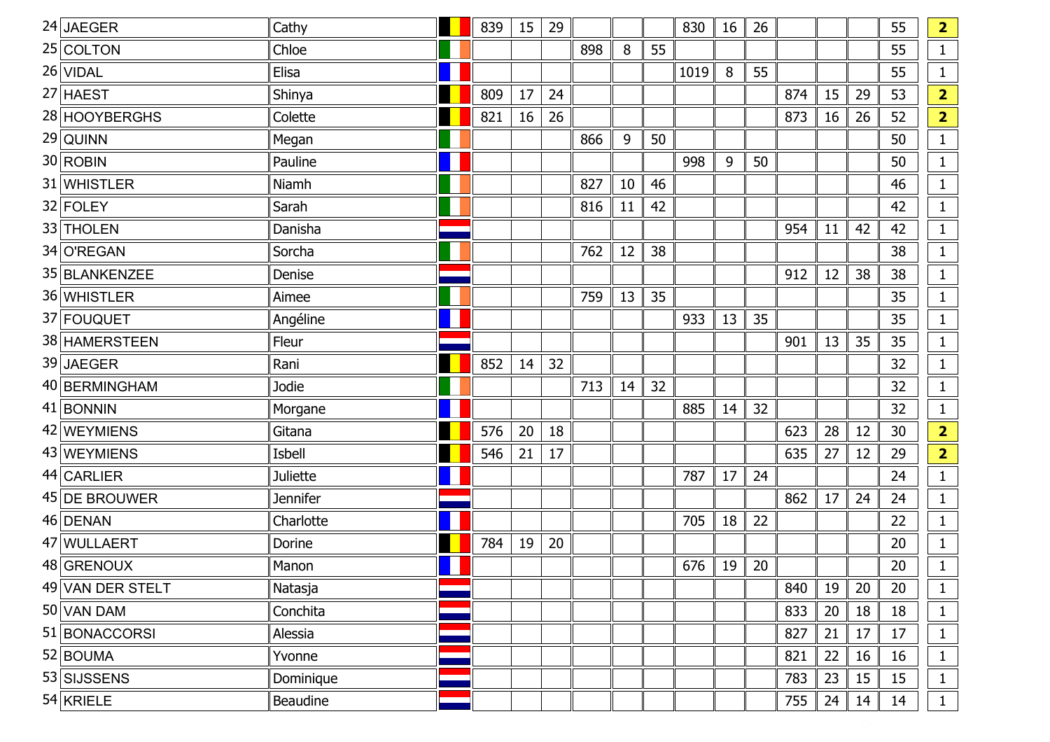| | | | | | | | | | | | | | | | | | |
|---|---|---|---|---|---|---|---|---|---|---|---|---|---|---|---|---|---|
| 24 | JAEGER | Cathy | | 839 | 15 | 29 | | | | 830 | 16 | 26 | | | | 55 | **2** |
| 25 | COLTON | Chloe | | | | | 898 | 8 | 55 | | | | | | | 55 | 1 |
| 26 | VIDAL | Elisa | | | | | | | | 1019 | 8 | 55 | | | | 55 | 1 |
| 27 | HAEST | Shinya | | 809 | 17 | 24 | | | | | | | 874 | 15 | 29 | 53 | **2** |
| 28 | HOOYBERGHS | Colette | | 821 | 16 | 26 | | | | | | | 873 | 16 | 26 | 52 | **2** |
| 29 | QUINN | Megan | | | | | 866 | 9 | 50 | | | | | | | 50 | 1 |
| 30 | ROBIN | Pauline | | | | | | | | 998 | 9 | 50 | | | | 50 | 1 |
| 31 | WHISTLER | Niamh | | | | | 827 | 10 | 46 | | | | | | | 46 | 1 |
| 32 | FOLEY | Sarah | | | | | 816 | 11 | 42 | | | | | | | 42 | 1 |
| 33 | THOLEN | Danisha | | | | | | | | | | | 954 | 11 | 42 | 42 | 1 |
| 34 | O'REGAN | Sorcha | | | | | 762 | 12 | 38 | | | | | | | 38 | 1 |
| 35 | BLANKENZEE | Denise | | | | | | | | | | | 912 | 12 | 38 | 38 | 1 |
| 36 | WHISTLER | Aimee | | | | | 759 | 13 | 35 | | | | | | | 35 | 1 |
| 37 | FOUQUET | Angéline | | | | | | | | 933 | 13 | 35 | | | | 35 | 1 |
| 38 | HAMERSTEEN | Fleur | | | | | | | | | | | 901 | 13 | 35 | 35 | 1 |
| 39 | JAEGER | Rani | | 852 | 14 | 32 | | | | | | | | | | 32 | 1 |
| 40 | BERMINGHAM | Jodie | | | | | 713 | 14 | 32 | | | | | | | 32 | 1 |
| 41 | BONNIN | Morgane | | | | | | | | 885 | 14 | 32 | | | | 32 | 1 |
| 42 | WEYMIENS | Gitana | | 576 | 20 | 18 | | | | | | | 623 | 28 | 12 | 30 | **2** |
| 43 | WEYMIENS | Isbell | | 546 | 21 | 17 | | | | | | | 635 | 27 | 12 | 29 | **2** |
| 44 | CARLIER | Juliette | | | | | | | | 787 | 17 | 24 | | | | 24 | 1 |
| 45 | DE BROUWER | Jennifer | | | | | | | | | | | 862 | 17 | 24 | 24 | 1 |
| 46 | DENAN | Charlotte | | | | | | | | 705 | 18 | 22 | | | | 22 | 1 |
| 47 | WULLAERT | Dorine | | 784 | 19 | 20 | | | | | | | | | | 20 | 1 |
| 48 | GRENOUX | Manon | | | | | | | | 676 | 19 | 20 | | | | 20 | 1 |
| 49 | VAN DER STELT | Natasja | | | | | | | | | | | 840 | 19 | 20 | 20 | 1 |
| 50 | VAN DAM | Conchita | | | | | | | | | | | 833 | 20 | 18 | 18 | 1 |
| 51 | BONACCORSI | Alessia | | | | | | | | | | | 827 | 21 | 17 | 17 | 1 |
| 52 | BOUMA | Yvonne | | | | | | | | | | | 821 | 22 | 16 | 16 | 1 |
| 53 | SIJSSENS | Dominique | | | | | | | | | | | 783 | 23 | 15 | 15 | 1 |
| 54 | KRIELE | Beaudine | | | | | | | | | | | 755 | 24 | 14 | 14 | 1 |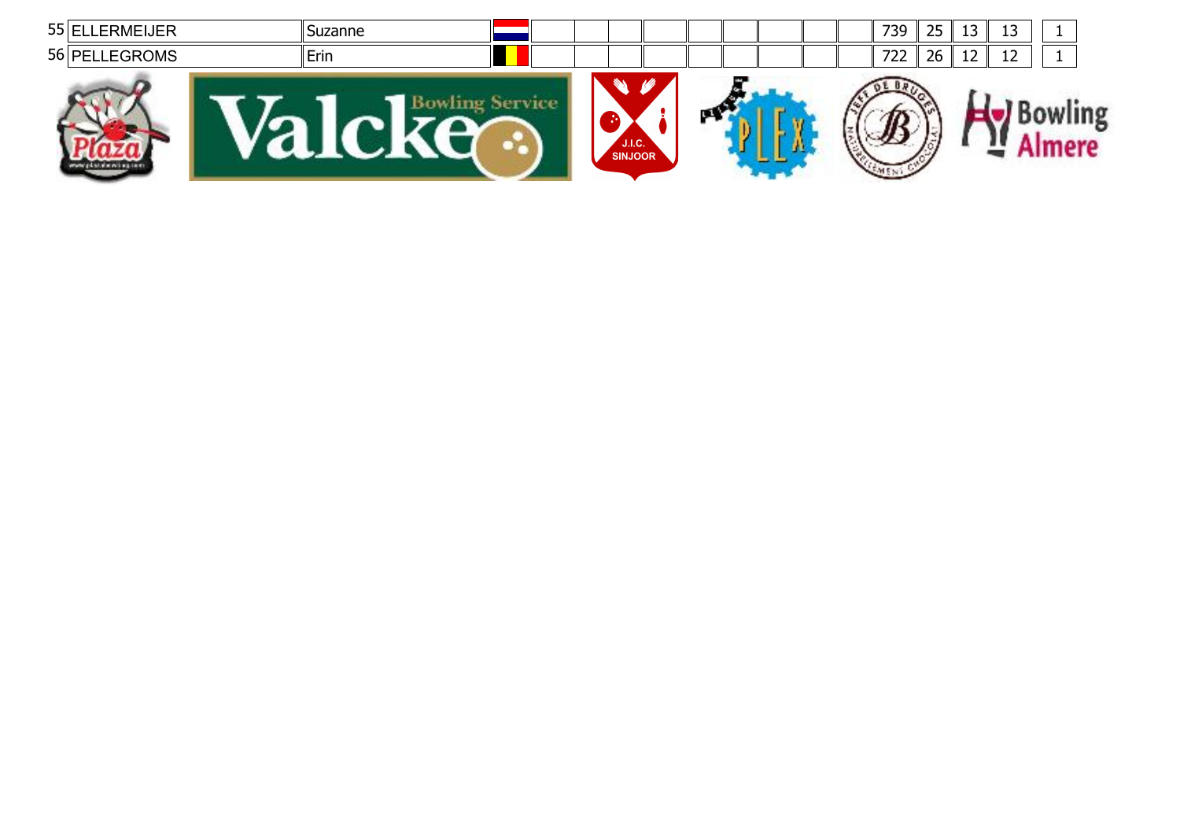| | | | | | | | | | | | | | | | | | | |
|---|---|---|---|---|---|---|---|---|---|---|---|---|---|---|---|---|---|---|
| 55 | ELLERMEIJER | Suzanne | | | | | | | | | | | | 739 | 25 | 13 | 13 | 1 |
| 56 | PELLEGROMS | Erin | | | | | | | | | | | | 722 | 26 | 12 | 12 | 1 |